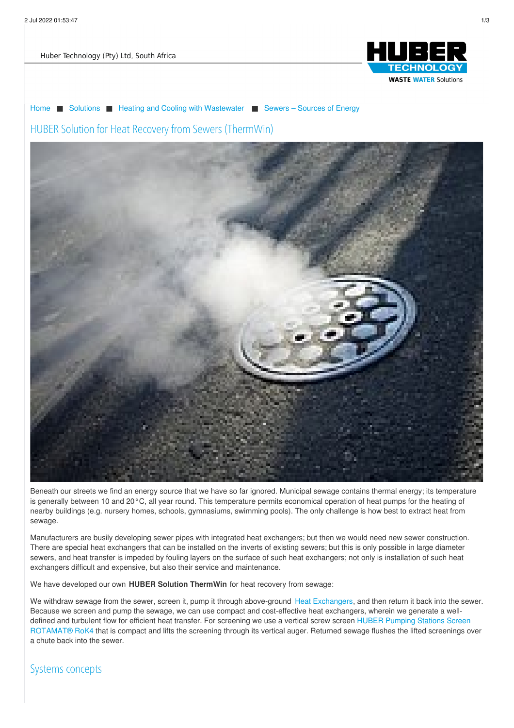Huber Technology (Pty) Ltd, South Africa

HUBER TECHNOLOGY
WASTE WATER Solutions

Home ■ Solutions ■ Heating and Cooling with Wastewater ■ Sewers – Sources of Energy

# HUBER Solution for Heat Recovery from Sewers (ThermWin)

Beneath our streets we find an energy source that we have so far ignored. Municipal sewage contains thermal energy; its temperature is generally between 10 and 20°C, all year round. This temperature permits economical operation of heat pumps for the heating of nearby buildings (e.g. nursery homes, schools, gymnasiums, swimming pools). The only challenge is how best to extract heat from sewage.

Manufacturers are busily developing sewer pipes with integrated heat exchangers; but then we would need new sewer construction. There are special heat exchangers that can be installed on the inverts of existing sewers; but this is only possible in large diameter sewers, and heat transfer is impeded by fouling layers on the surface of such heat exchangers; not only is installation of such heat exchangers difficult and expensive, but also their service and maintenance.

We have developed our own **HUBER Solution ThermWin** for heat recovery from sewage:

We withdraw sewage from the sewer, screen it, pump it through above-ground Heat Exchangers, and then return it back into the sewer. Because we screen and pump the sewage, we can use compact and cost-effective heat exchangers, wherein we generate a well-defined and turbulent flow for efficient heat transfer. For screening we use a vertical screw screen HUBER Pumping Stations Screen ROTAMAT® RoK4 that is compact and lifts the screening through its vertical auger. Returned sewage flushes the lifted screenings over a chute back into the sewer.

## Systems concepts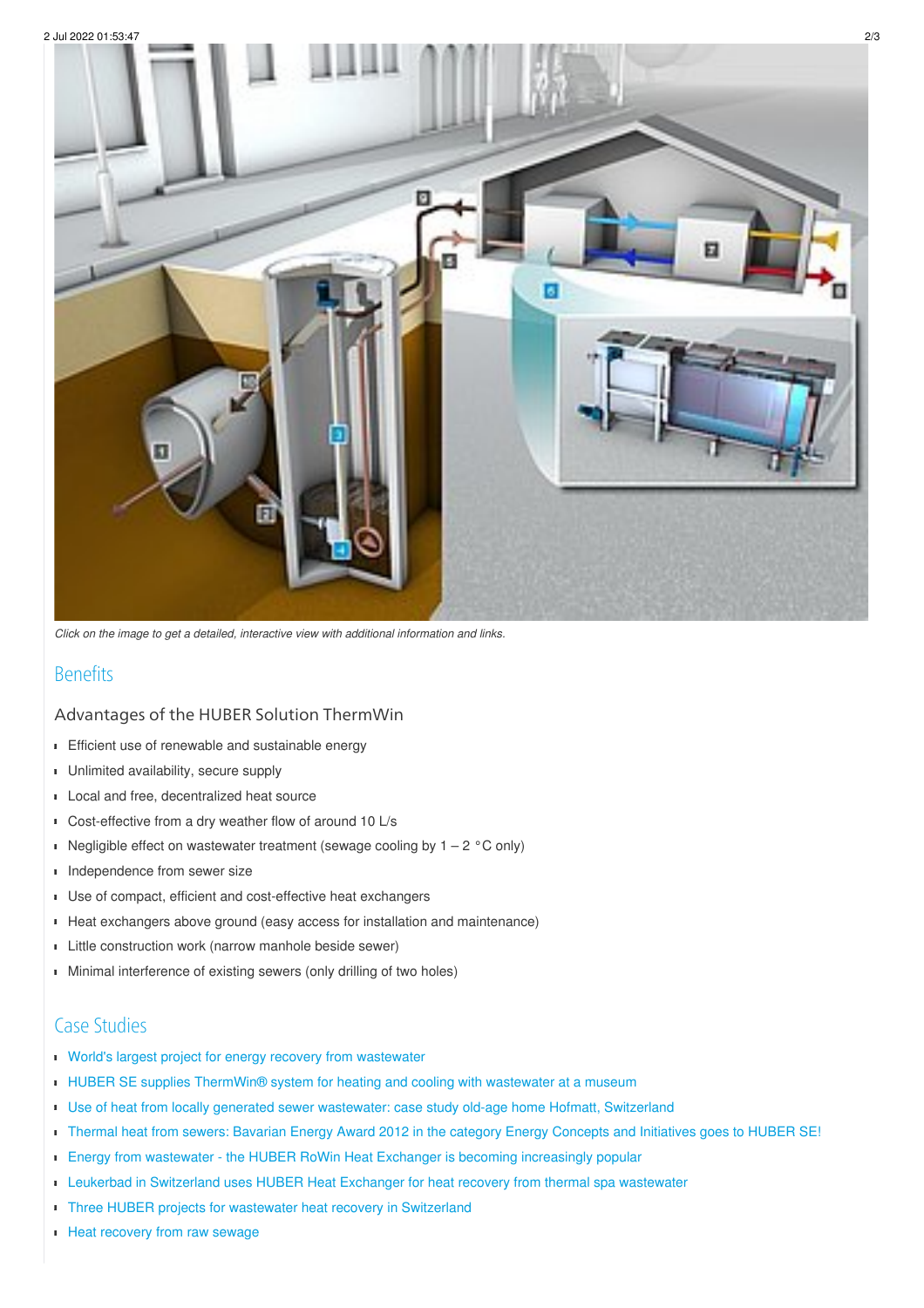*Click on the image to get a detailed, interactive view with additional information and links.*

## Benefits

### Advantages of the HUBER Solution ThermWin

- Efficient use of renewable and sustainable energy
- Unlimited availability, secure supply
- Local and free, decentralized heat source
- Cost-effective from a dry weather flow of around 10 L/s
- Negligible effect on wastewater treatment (sewage cooling by 1 – 2 °C only)
- Independence from sewer size
- Use of compact, efficient and cost-effective heat exchangers
- Heat exchangers above ground (easy access for installation and maintenance)
- Little construction work (narrow manhole beside sewer)
- Minimal interference of existing sewers (only drilling of two holes)

## Case Studies

- World's largest project for energy recovery from wastewater
- HUBER SE supplies ThermWin® system for heating and cooling with wastewater at a museum
- Use of heat from locally generated sewer wastewater: case study old-age home Hofmatt, Switzerland
- Thermal heat from sewers: Bavarian Energy Award 2012 in the category Energy Concepts and Initiatives goes to HUBER SE!
- Energy from wastewater - the HUBER RoWin Heat Exchanger is becoming increasingly popular
- Leukerbad in Switzerland uses HUBER Heat Exchanger for heat recovery from thermal spa wastewater
- Three HUBER projects for wastewater heat recovery in Switzerland
- Heat recovery from raw sewage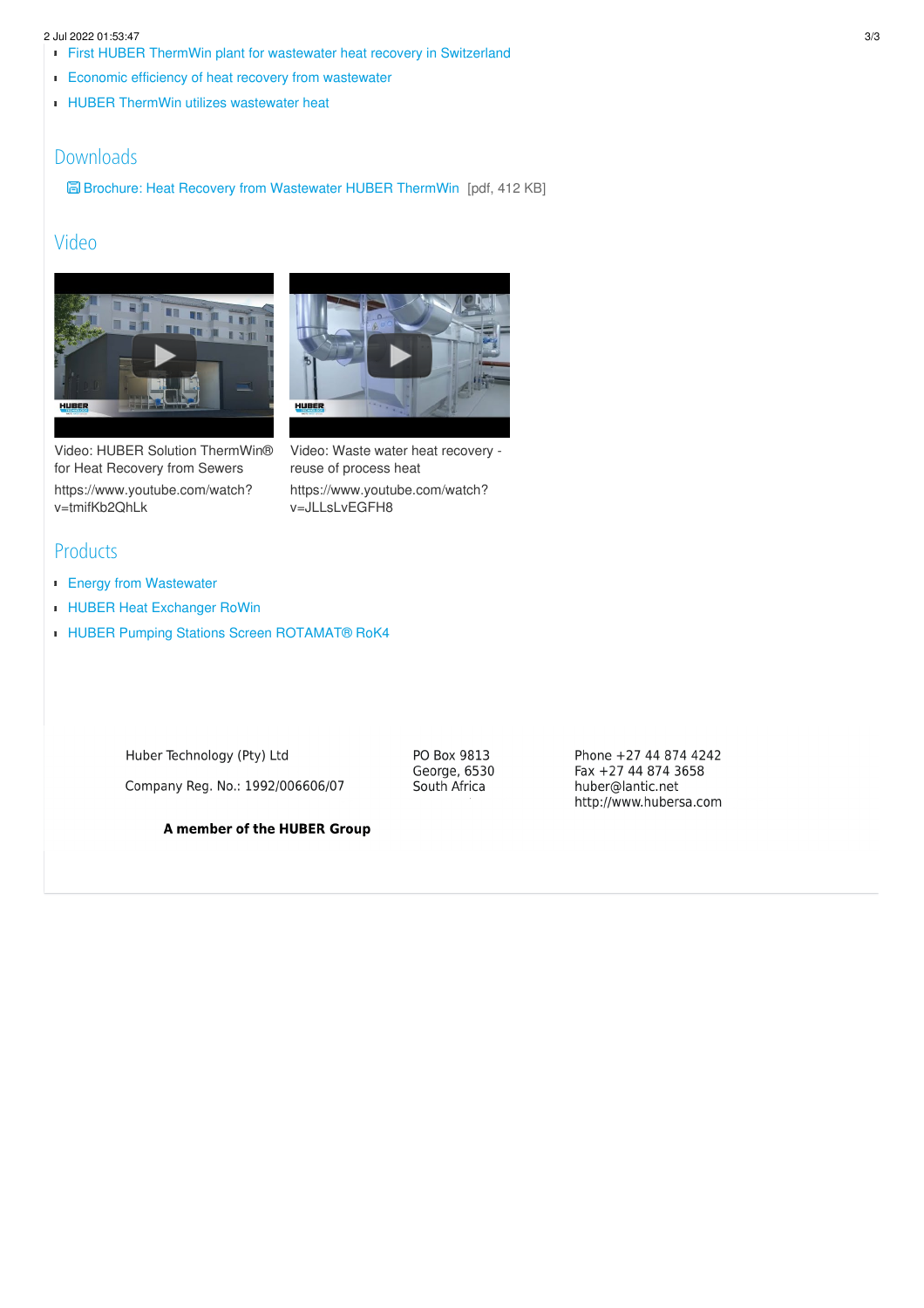- First HUBER ThermWin plant for wastewater heat recovery in Switzerland
- Economic efficiency of heat recovery from wastewater
- HUBER ThermWin utilizes wastewater heat

## Downloads

Brochure: Heat Recovery from Wastewater HUBER ThermWin [pdf, 412 KB]

## Video

Video: HUBER Solution ThermWin® for Heat Recovery from Sewers

https://www.youtube.com/watch?v=tmifKb2QhLk

Video: Waste water heat recovery - reuse of process heat

https://www.youtube.com/watch?v=JLLsLvEGFH8

## Products

- Energy from Wastewater
- HUBER Heat Exchanger RoWin
- HUBER Pumping Stations Screen ROTAMAT® RoK4

Huber Technology (Pty) Ltd

Company Reg. No.: 1992/006606/07

PO Box 9813
George, 6530
South Africa

Phone +27 44 874 4242
Fax +27 44 874 3658
huber@lantic.net
http://www.hubersa.com

**A member of the HUBER Group**